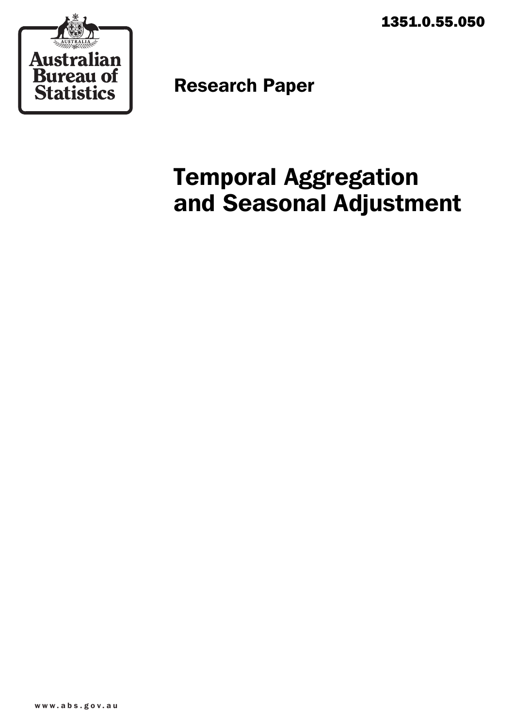1351.0.55.050

Australian Bureau of Statistics

Research Paper

# Temporal Aggregation and Seasonal Adjustment

www.abs.gov.au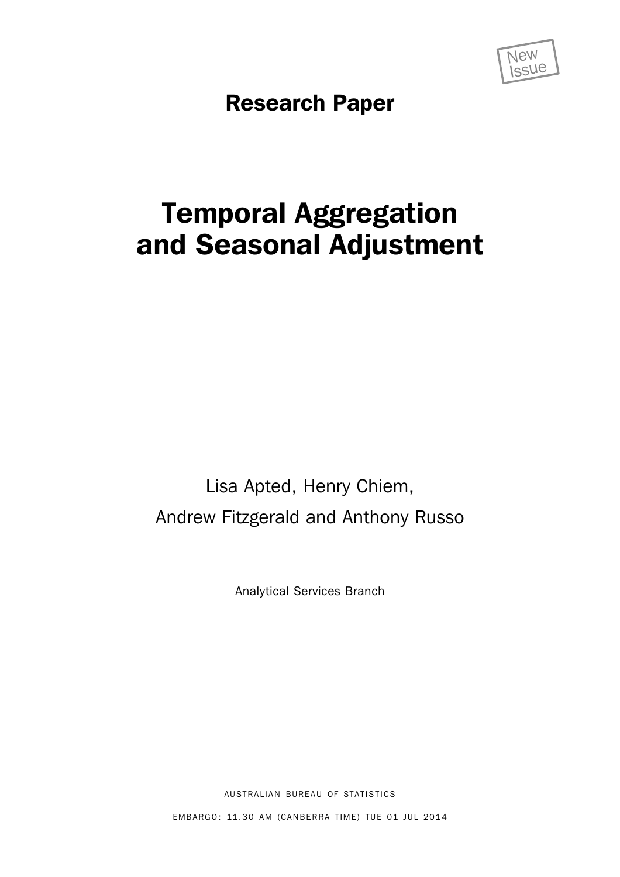New Issue

# Research Paper

# Temporal Aggregation and Seasonal Adjustment

Lisa Apted, Henry Chiem,
Andrew Fitzgerald and Anthony Russo

Analytical Services Branch

AUSTRALIAN BUREAU OF STATISTICS

EMBARGO: 11.30 AM (CANBERRA TIME) TUE 01 JUL 2014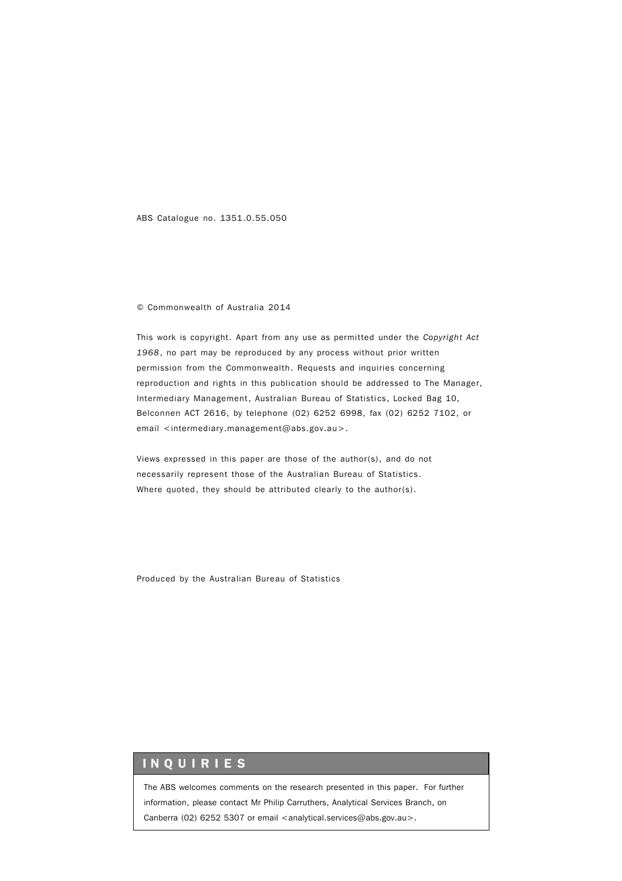ABS Catalogue no. 1351.0.55.050

© Commonwealth of Australia 2014

This work is copyright. Apart from any use as permitted under the *Copyright Act 1968*, no part may be reproduced by any process without prior written permission from the Commonwealth. Requests and inquiries concerning reproduction and rights in this publication should be addressed to The Manager, Intermediary Management, Australian Bureau of Statistics, Locked Bag 10, Belconnen ACT 2616, by telephone (02) 6252 6998, fax (02) 6252 7102, or email <intermediary.management@abs.gov.au>.

Views expressed in this paper are those of the author(s), and do not necessarily represent those of the Australian Bureau of Statistics. Where quoted, they should be attributed clearly to the author(s).

Produced by the Australian Bureau of Statistics

## INQUIRIES

The ABS welcomes comments on the research presented in this paper. For further information, please contact Mr Philip Carruthers, Analytical Services Branch, on Canberra (02) 6252 5307 or email <analytical.services@abs.gov.au>.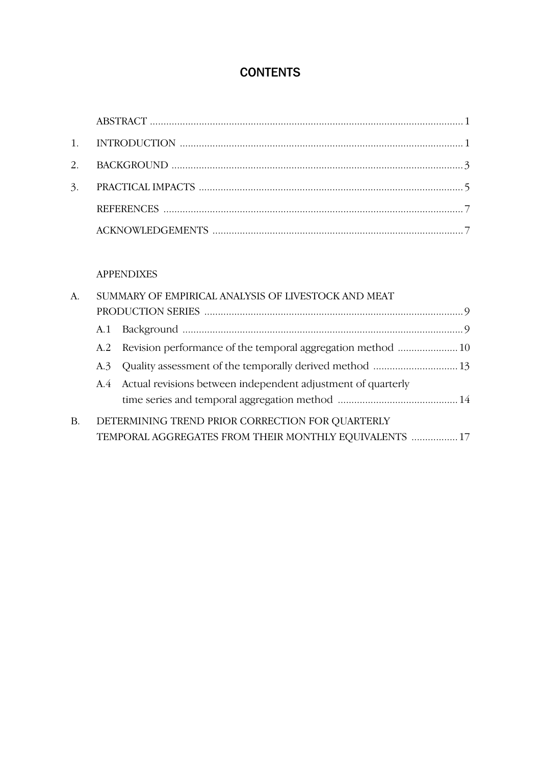# CONTENTS

| | | |
|---|---|---|
| | ABSTRACT | 1 |
| 1. | INTRODUCTION | 1 |
| 2. | BACKGROUND | 3 |
| 3. | PRACTICAL IMPACTS | 5 |
| | REFERENCES | 7 |
| | ACKNOWLEDGEMENTS | 7 |

APPENDIXES

| | | |
|---|---|---|
| A. | SUMMARY OF EMPIRICAL ANALYSIS OF LIVESTOCK AND MEAT PRODUCTION SERIES | 9 |
| | A.1 Background | 9 |
| | A.2 Revision performance of the temporal aggregation method | 10 |
| | A.3 Quality assessment of the temporally derived method | 13 |
| | A.4 Actual revisions between independent adjustment of quarterly time series and temporal aggregation method | 14 |
| B. | DETERMINING TREND PRIOR CORRECTION FOR QUARTERLY TEMPORAL AGGREGATES FROM THEIR MONTHLY EQUIVALENTS | 17 |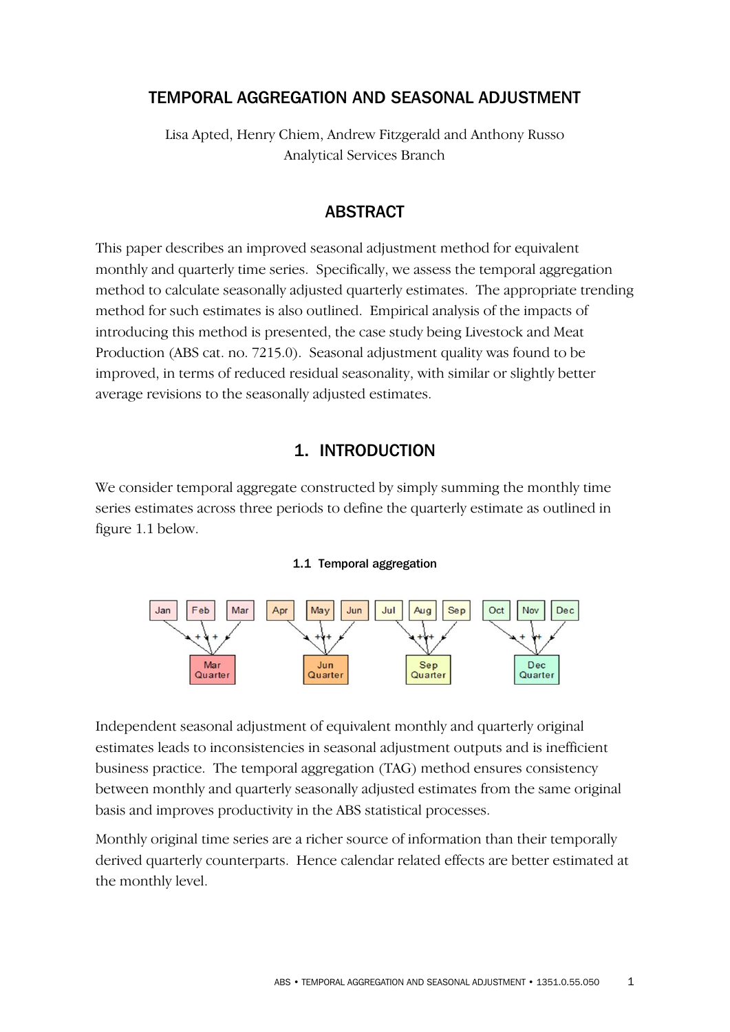# TEMPORAL AGGREGATION AND SEASONAL ADJUSTMENT

Lisa Apted, Henry Chiem, Andrew Fitzgerald and Anthony Russo
Analytical Services Branch

## ABSTRACT

This paper describes an improved seasonal adjustment method for equivalent monthly and quarterly time series. Specifically, we assess the temporal aggregation method to calculate seasonally adjusted quarterly estimates. The appropriate trending method for such estimates is also outlined. Empirical analysis of the impacts of introducing this method is presented, the case study being Livestock and Meat Production (ABS cat. no. 7215.0). Seasonal adjustment quality was found to be improved, in terms of reduced residual seasonality, with similar or slightly better average revisions to the seasonally adjusted estimates.

## 1. INTRODUCTION

We consider temporal aggregate constructed by simply summing the monthly time series estimates across three periods to define the quarterly estimate as outlined in figure 1.1 below.

**1.1 Temporal aggregation**

Jan + Feb + Mar → Mar Quarter
Apr + May + Jun → Jun Quarter
Jul + Aug + Sep → Sep Quarter
Oct + Nov + Dec → Dec Quarter

Independent seasonal adjustment of equivalent monthly and quarterly original estimates leads to inconsistencies in seasonal adjustment outputs and is inefficient business practice. The temporal aggregation (TAG) method ensures consistency between monthly and quarterly seasonally adjusted estimates from the same original basis and improves productivity in the ABS statistical processes.

Monthly original time series are a richer source of information than their temporally derived quarterly counterparts. Hence calendar related effects are better estimated at the monthly level.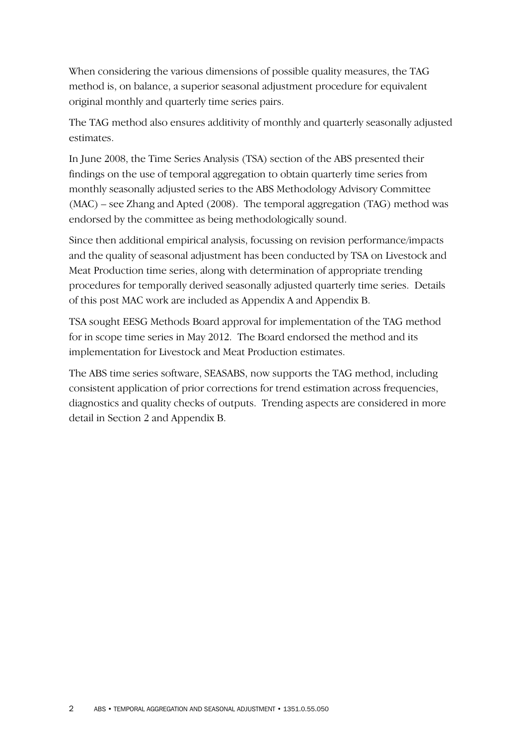When considering the various dimensions of possible quality measures, the TAG method is, on balance, a superior seasonal adjustment procedure for equivalent original monthly and quarterly time series pairs.

The TAG method also ensures additivity of monthly and quarterly seasonally adjusted estimates.

In June 2008, the Time Series Analysis (TSA) section of the ABS presented their findings on the use of temporal aggregation to obtain quarterly time series from monthly seasonally adjusted series to the ABS Methodology Advisory Committee (MAC) – see Zhang and Apted (2008). The temporal aggregation (TAG) method was endorsed by the committee as being methodologically sound.

Since then additional empirical analysis, focussing on revision performance/impacts and the quality of seasonal adjustment has been conducted by TSA on Livestock and Meat Production time series, along with determination of appropriate trending procedures for temporally derived seasonally adjusted quarterly time series. Details of this post MAC work are included as Appendix A and Appendix B.

TSA sought EESG Methods Board approval for implementation of the TAG method for in scope time series in May 2012. The Board endorsed the method and its implementation for Livestock and Meat Production estimates.

The ABS time series software, SEASABS, now supports the TAG method, including consistent application of prior corrections for trend estimation across frequencies, diagnostics and quality checks of outputs. Trending aspects are considered in more detail in Section 2 and Appendix B.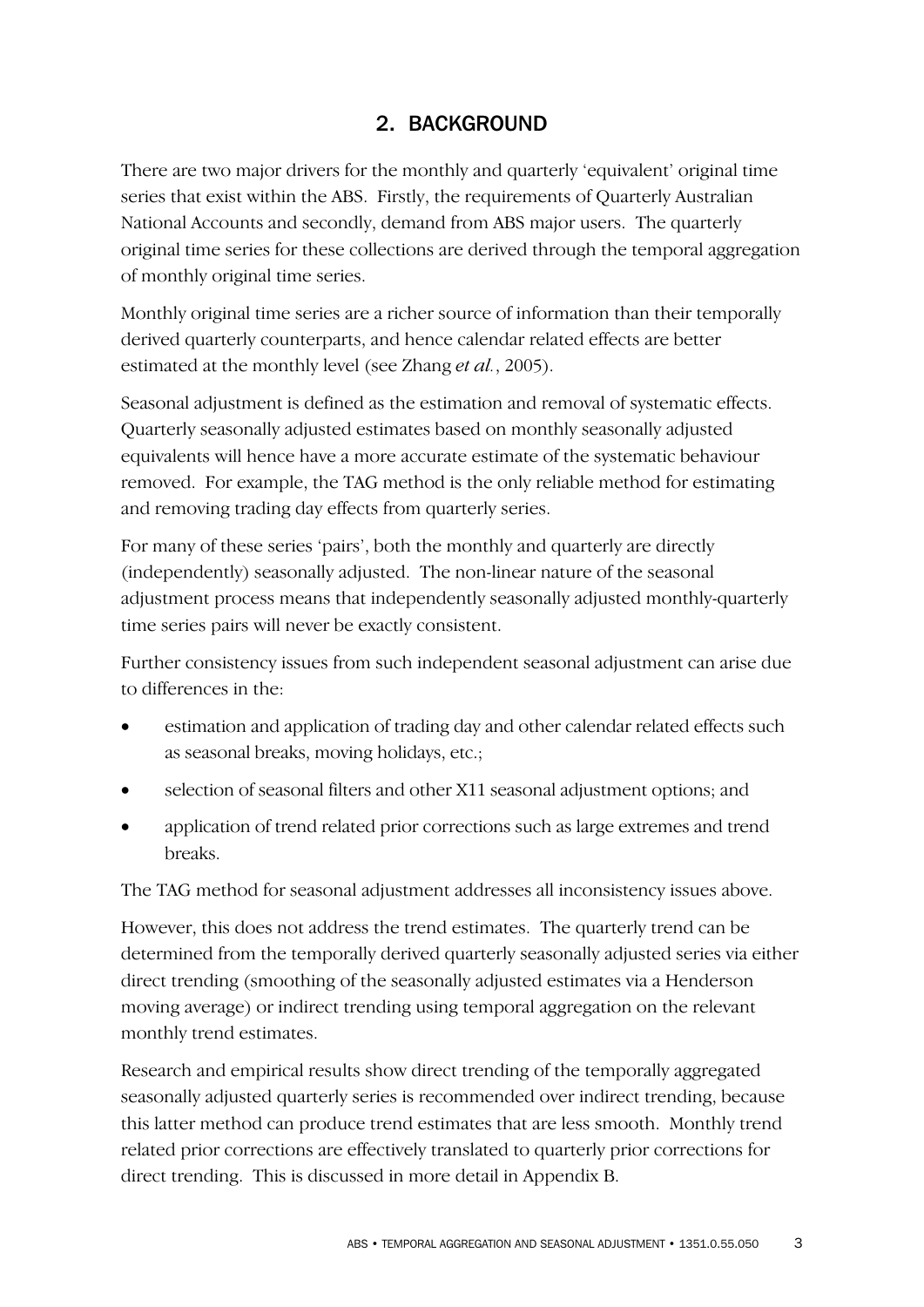## 2. BACKGROUND

There are two major drivers for the monthly and quarterly 'equivalent' original time series that exist within the ABS. Firstly, the requirements of Quarterly Australian National Accounts and secondly, demand from ABS major users. The quarterly original time series for these collections are derived through the temporal aggregation of monthly original time series.

Monthly original time series are a richer source of information than their temporally derived quarterly counterparts, and hence calendar related effects are better estimated at the monthly level (see Zhang *et al.*, 2005).

Seasonal adjustment is defined as the estimation and removal of systematic effects. Quarterly seasonally adjusted estimates based on monthly seasonally adjusted equivalents will hence have a more accurate estimate of the systematic behaviour removed. For example, the TAG method is the only reliable method for estimating and removing trading day effects from quarterly series.

For many of these series 'pairs', both the monthly and quarterly are directly (independently) seasonally adjusted. The non-linear nature of the seasonal adjustment process means that independently seasonally adjusted monthly-quarterly time series pairs will never be exactly consistent.

Further consistency issues from such independent seasonal adjustment can arise due to differences in the:

- estimation and application of trading day and other calendar related effects such as seasonal breaks, moving holidays, etc.;
- selection of seasonal filters and other X11 seasonal adjustment options; and
- application of trend related prior corrections such as large extremes and trend breaks.

The TAG method for seasonal adjustment addresses all inconsistency issues above.

However, this does not address the trend estimates. The quarterly trend can be determined from the temporally derived quarterly seasonally adjusted series via either direct trending (smoothing of the seasonally adjusted estimates via a Henderson moving average) or indirect trending using temporal aggregation on the relevant monthly trend estimates.

Research and empirical results show direct trending of the temporally aggregated seasonally adjusted quarterly series is recommended over indirect trending, because this latter method can produce trend estimates that are less smooth. Monthly trend related prior corrections are effectively translated to quarterly prior corrections for direct trending. This is discussed in more detail in Appendix B.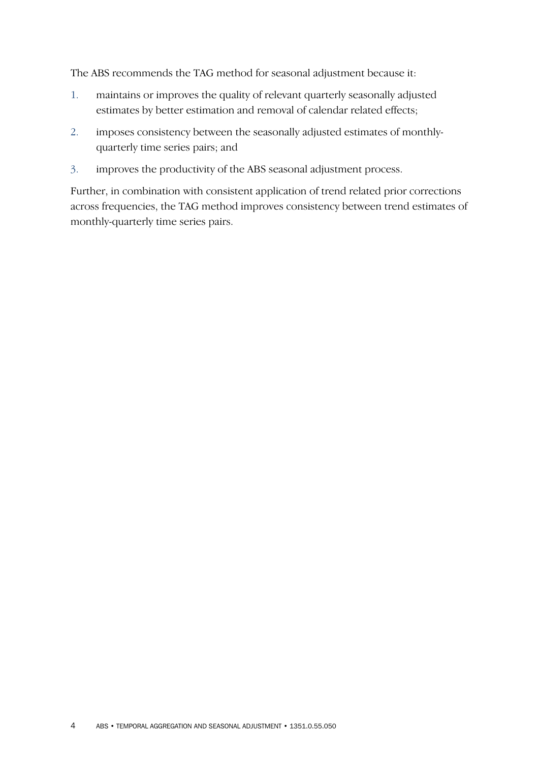The ABS recommends the TAG method for seasonal adjustment because it:

1. maintains or improves the quality of relevant quarterly seasonally adjusted estimates by better estimation and removal of calendar related effects;
2. imposes consistency between the seasonally adjusted estimates of monthly-quarterly time series pairs; and
3. improves the productivity of the ABS seasonal adjustment process.

Further, in combination with consistent application of trend related prior corrections across frequencies, the TAG method improves consistency between trend estimates of monthly-quarterly time series pairs.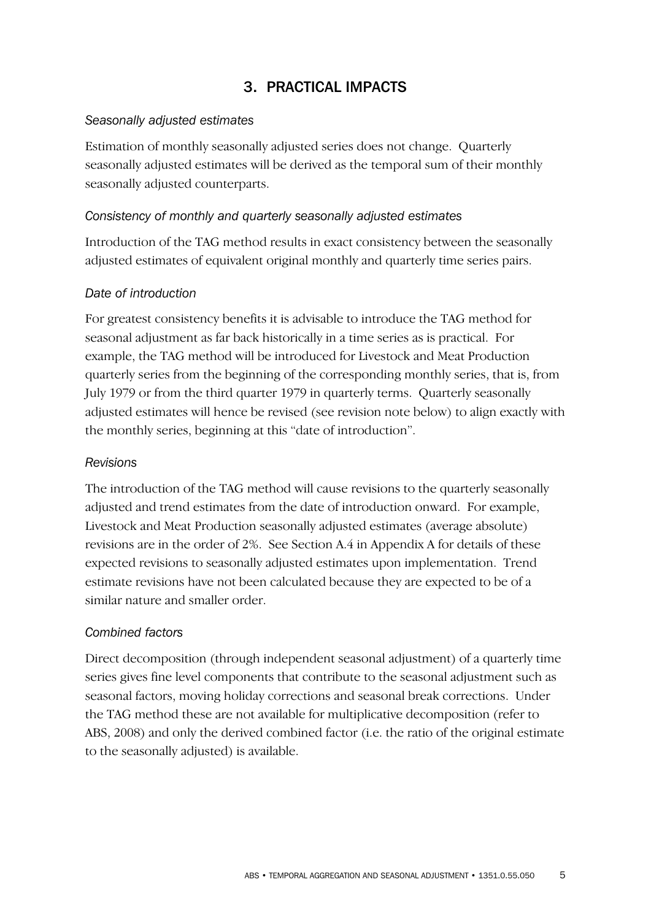## 3. PRACTICAL IMPACTS

*Seasonally adjusted estimates*

Estimation of monthly seasonally adjusted series does not change. Quarterly seasonally adjusted estimates will be derived as the temporal sum of their monthly seasonally adjusted counterparts.

*Consistency of monthly and quarterly seasonally adjusted estimates*

Introduction of the TAG method results in exact consistency between the seasonally adjusted estimates of equivalent original monthly and quarterly time series pairs.

*Date of introduction*

For greatest consistency benefits it is advisable to introduce the TAG method for seasonal adjustment as far back historically in a time series as is practical. For example, the TAG method will be introduced for Livestock and Meat Production quarterly series from the beginning of the corresponding monthly series, that is, from July 1979 or from the third quarter 1979 in quarterly terms. Quarterly seasonally adjusted estimates will hence be revised (see revision note below) to align exactly with the monthly series, beginning at this "date of introduction".

*Revisions*

The introduction of the TAG method will cause revisions to the quarterly seasonally adjusted and trend estimates from the date of introduction onward. For example, Livestock and Meat Production seasonally adjusted estimates (average absolute) revisions are in the order of 2%. See Section A.4 in Appendix A for details of these expected revisions to seasonally adjusted estimates upon implementation. Trend estimate revisions have not been calculated because they are expected to be of a similar nature and smaller order.

*Combined factors*

Direct decomposition (through independent seasonal adjustment) of a quarterly time series gives fine level components that contribute to the seasonal adjustment such as seasonal factors, moving holiday corrections and seasonal break corrections. Under the TAG method these are not available for multiplicative decomposition (refer to ABS, 2008) and only the derived combined factor (i.e. the ratio of the original estimate to the seasonally adjusted) is available.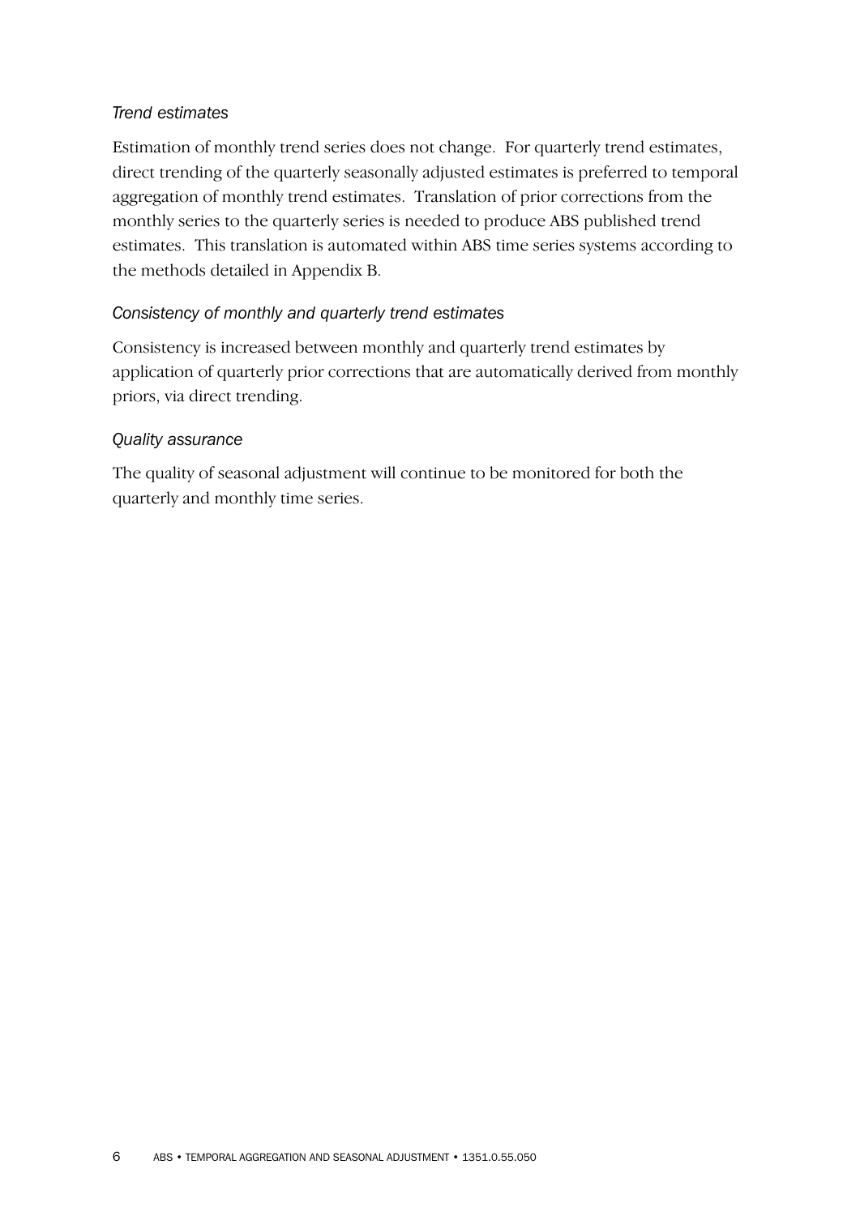*Trend estimates*

Estimation of monthly trend series does not change. For quarterly trend estimates, direct trending of the quarterly seasonally adjusted estimates is preferred to temporal aggregation of monthly trend estimates. Translation of prior corrections from the monthly series to the quarterly series is needed to produce ABS published trend estimates. This translation is automated within ABS time series systems according to the methods detailed in Appendix B.

*Consistency of monthly and quarterly trend estimates*

Consistency is increased between monthly and quarterly trend estimates by application of quarterly prior corrections that are automatically derived from monthly priors, via direct trending.

*Quality assurance*

The quality of seasonal adjustment will continue to be monitored for both the quarterly and monthly time series.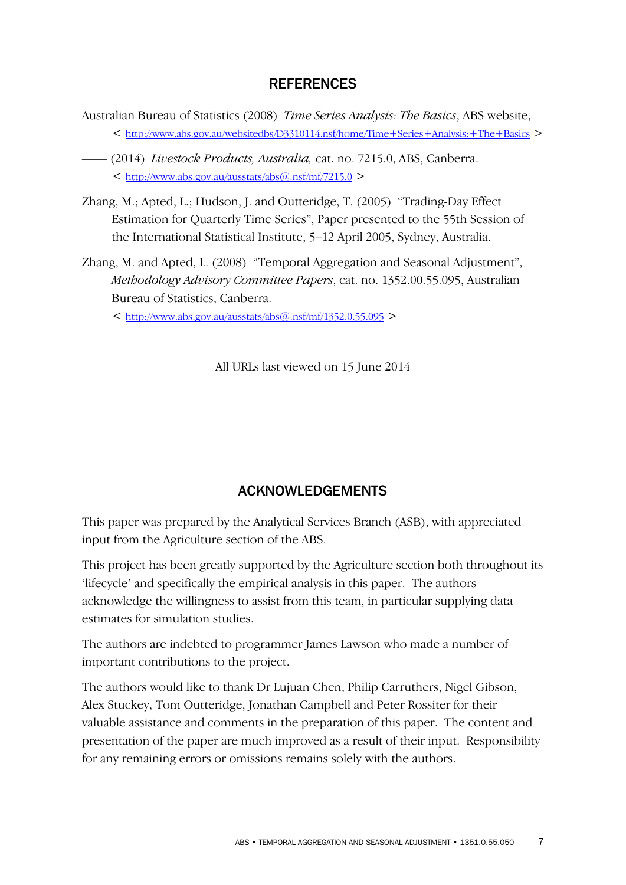## REFERENCES

Australian Bureau of Statistics (2008) *Time Series Analysis: The Basics*, ABS website, < http://www.abs.gov.au/websitedbs/D3310114.nsf/home/Time+Series+Analysis:+The+Basics >

—— (2014) *Livestock Products, Australia,* cat. no. 7215.0, ABS, Canberra. < http://www.abs.gov.au/ausstats/abs@.nsf/mf/7215.0 >

Zhang, M.; Apted, L.; Hudson, J. and Outteridge, T. (2005) "Trading-Day Effect Estimation for Quarterly Time Series", Paper presented to the 55th Session of the International Statistical Institute, 5–12 April 2005, Sydney, Australia.

Zhang, M. and Apted, L. (2008) "Temporal Aggregation and Seasonal Adjustment", *Methodology Advisory Committee Papers*, cat. no. 1352.00.55.095, Australian Bureau of Statistics, Canberra.
< http://www.abs.gov.au/ausstats/abs@.nsf/mf/1352.0.55.095 >

All URLs last viewed on 15 June 2014

## ACKNOWLEDGEMENTS

This paper was prepared by the Analytical Services Branch (ASB), with appreciated input from the Agriculture section of the ABS.

This project has been greatly supported by the Agriculture section both throughout its 'lifecycle' and specifically the empirical analysis in this paper. The authors acknowledge the willingness to assist from this team, in particular supplying data estimates for simulation studies.

The authors are indebted to programmer James Lawson who made a number of important contributions to the project.

The authors would like to thank Dr Lujuan Chen, Philip Carruthers, Nigel Gibson, Alex Stuckey, Tom Outteridge, Jonathan Campbell and Peter Rossiter for their valuable assistance and comments in the preparation of this paper. The content and presentation of the paper are much improved as a result of their input. Responsibility for any remaining errors or omissions remains solely with the authors.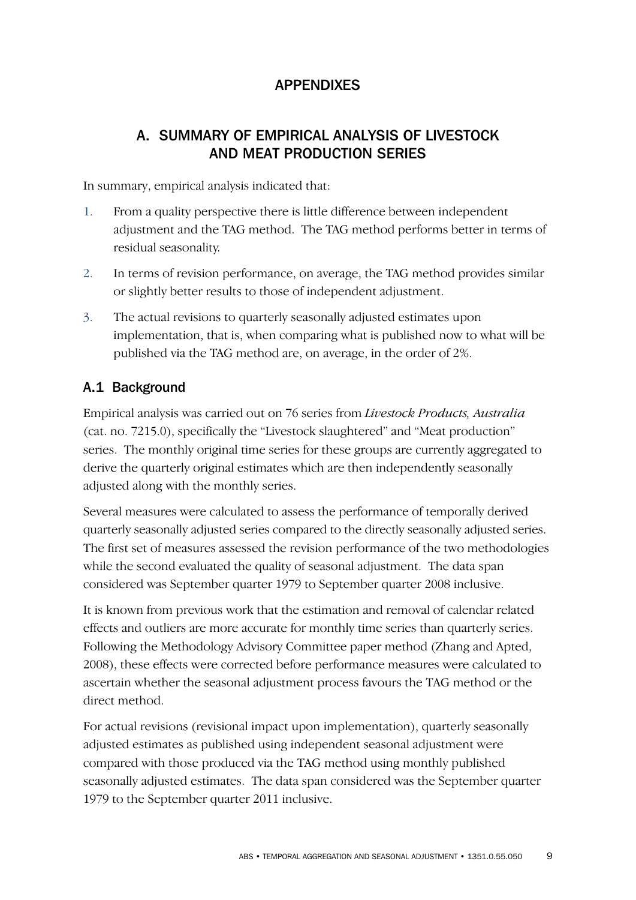# APPENDIXES

## A. SUMMARY OF EMPIRICAL ANALYSIS OF LIVESTOCK AND MEAT PRODUCTION SERIES

In summary, empirical analysis indicated that:

1. From a quality perspective there is little difference between independent adjustment and the TAG method. The TAG method performs better in terms of residual seasonality.
2. In terms of revision performance, on average, the TAG method provides similar or slightly better results to those of independent adjustment.
3. The actual revisions to quarterly seasonally adjusted estimates upon implementation, that is, when comparing what is published now to what will be published via the TAG method are, on average, in the order of 2%.

### A.1 Background

Empirical analysis was carried out on 76 series from *Livestock Products, Australia* (cat. no. 7215.0), specifically the “Livestock slaughtered” and “Meat production” series. The monthly original time series for these groups are currently aggregated to derive the quarterly original estimates which are then independently seasonally adjusted along with the monthly series.

Several measures were calculated to assess the performance of temporally derived quarterly seasonally adjusted series compared to the directly seasonally adjusted series. The first set of measures assessed the revision performance of the two methodologies while the second evaluated the quality of seasonal adjustment. The data span considered was September quarter 1979 to September quarter 2008 inclusive.

It is known from previous work that the estimation and removal of calendar related effects and outliers are more accurate for monthly time series than quarterly series. Following the Methodology Advisory Committee paper method (Zhang and Apted, 2008), these effects were corrected before performance measures were calculated to ascertain whether the seasonal adjustment process favours the TAG method or the direct method.

For actual revisions (revisional impact upon implementation), quarterly seasonally adjusted estimates as published using independent seasonal adjustment were compared with those produced via the TAG method using monthly published seasonally adjusted estimates. The data span considered was the September quarter 1979 to the September quarter 2011 inclusive.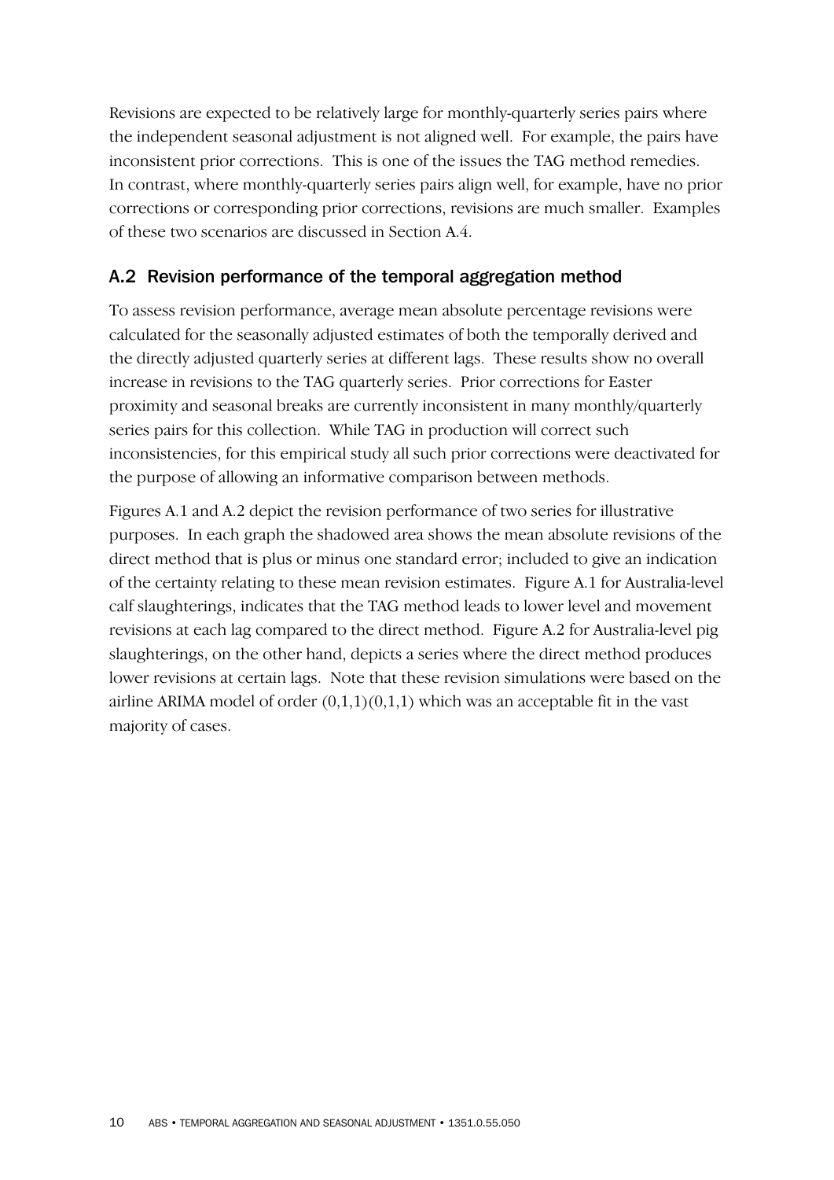Revisions are expected to be relatively large for monthly-quarterly series pairs where the independent seasonal adjustment is not aligned well. For example, the pairs have inconsistent prior corrections. This is one of the issues the TAG method remedies. In contrast, where monthly-quarterly series pairs align well, for example, have no prior corrections or corresponding prior corrections, revisions are much smaller. Examples of these two scenarios are discussed in Section A.4.

## A.2 Revision performance of the temporal aggregation method

To assess revision performance, average mean absolute percentage revisions were calculated for the seasonally adjusted estimates of both the temporally derived and the directly adjusted quarterly series at different lags. These results show no overall increase in revisions to the TAG quarterly series. Prior corrections for Easter proximity and seasonal breaks are currently inconsistent in many monthly/quarterly series pairs for this collection. While TAG in production will correct such inconsistencies, for this empirical study all such prior corrections were deactivated for the purpose of allowing an informative comparison between methods.

Figures A.1 and A.2 depict the revision performance of two series for illustrative purposes. In each graph the shadowed area shows the mean absolute revisions of the direct method that is plus or minus one standard error; included to give an indication of the certainty relating to these mean revision estimates. Figure A.1 for Australia-level calf slaughterings, indicates that the TAG method leads to lower level and movement revisions at each lag compared to the direct method. Figure A.2 for Australia-level pig slaughterings, on the other hand, depicts a series where the direct method produces lower revisions at certain lags. Note that these revision simulations were based on the airline ARIMA model of order (0,1,1)(0,1,1) which was an acceptable fit in the vast majority of cases.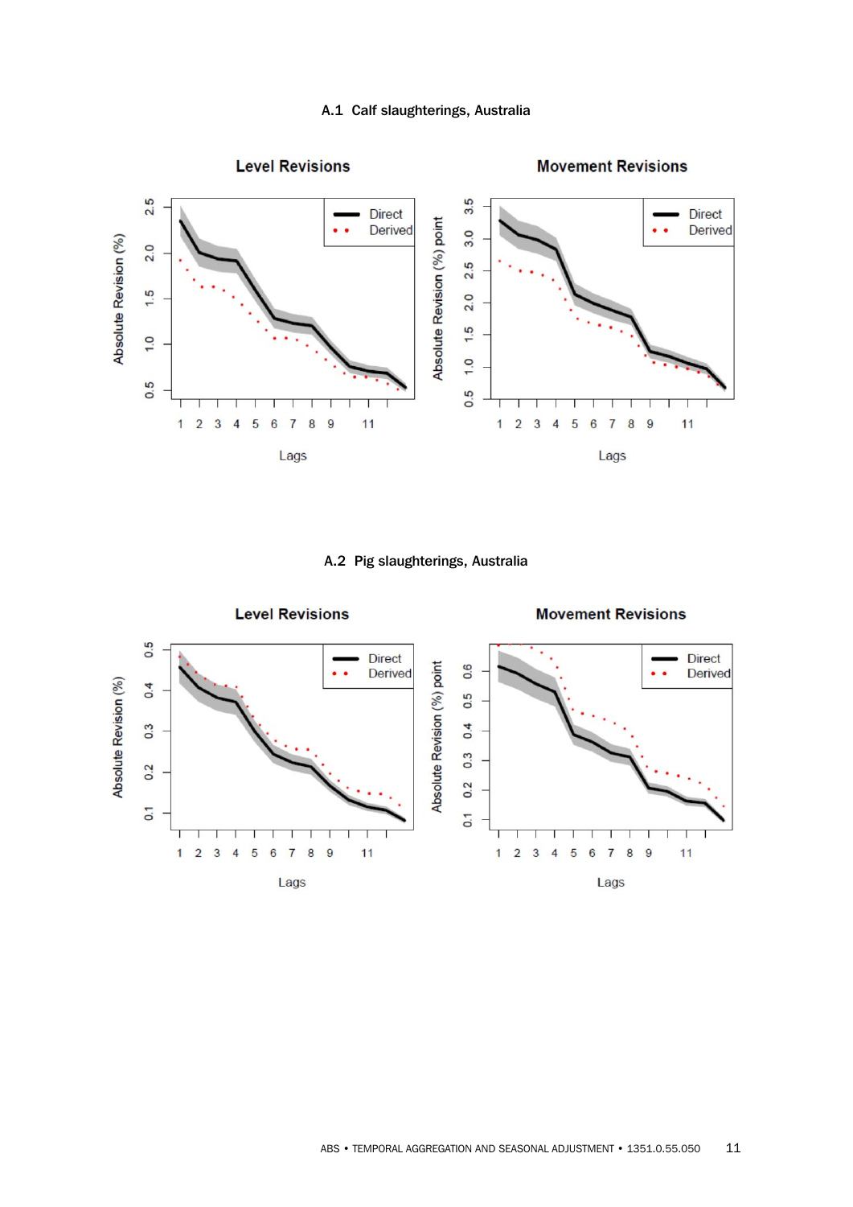A.1 Calf slaughterings, Australia

Level Revisions

Absolute Revision (%)

2.5
2.0
1.5
1.0
0.5

Direct
Derived

1 2 3 4 5 6 7 8 9 11

Lags

Movement Revisions

Absolute Revision (%) point

3.5
3.0
2.5
2.0
1.5
1.0
0.5

Direct
Derived

1 2 3 4 5 6 7 8 9 11

Lags

A.2 Pig slaughterings, Australia

Level Revisions

Absolute Revision (%)

0.5
0.4
0.3
0.2
0.1

Direct
Derived

1 2 3 4 5 6 7 8 9 11

Lags

Movement Revisions

Absolute Revision (%) point

0.6
0.5
0.4
0.3
0.2
0.1

Direct
Derived

1 2 3 4 5 6 7 8 9 11

Lags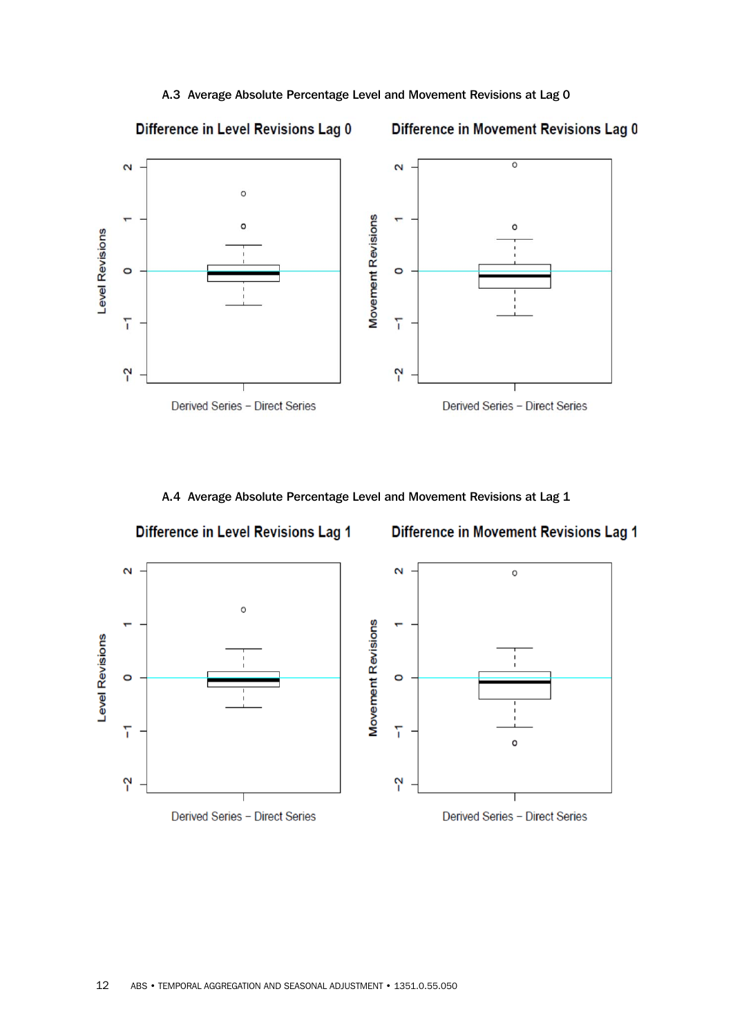A.3 Average Absolute Percentage Level and Movement Revisions at Lag 0

Difference in Level Revisions Lag 0

Level Revisions

2
1
0
−1
−2

Derived Series − Direct Series

Difference in Movement Revisions Lag 0

Movement Revisions

2
1
0
−1
−2

Derived Series − Direct Series

A.4 Average Absolute Percentage Level and Movement Revisions at Lag 1

Difference in Level Revisions Lag 1

Level Revisions

2
1
0
−1
−2

Derived Series − Direct Series

Difference in Movement Revisions Lag 1

Movement Revisions

2
1
0
−1
−2

Derived Series − Direct Series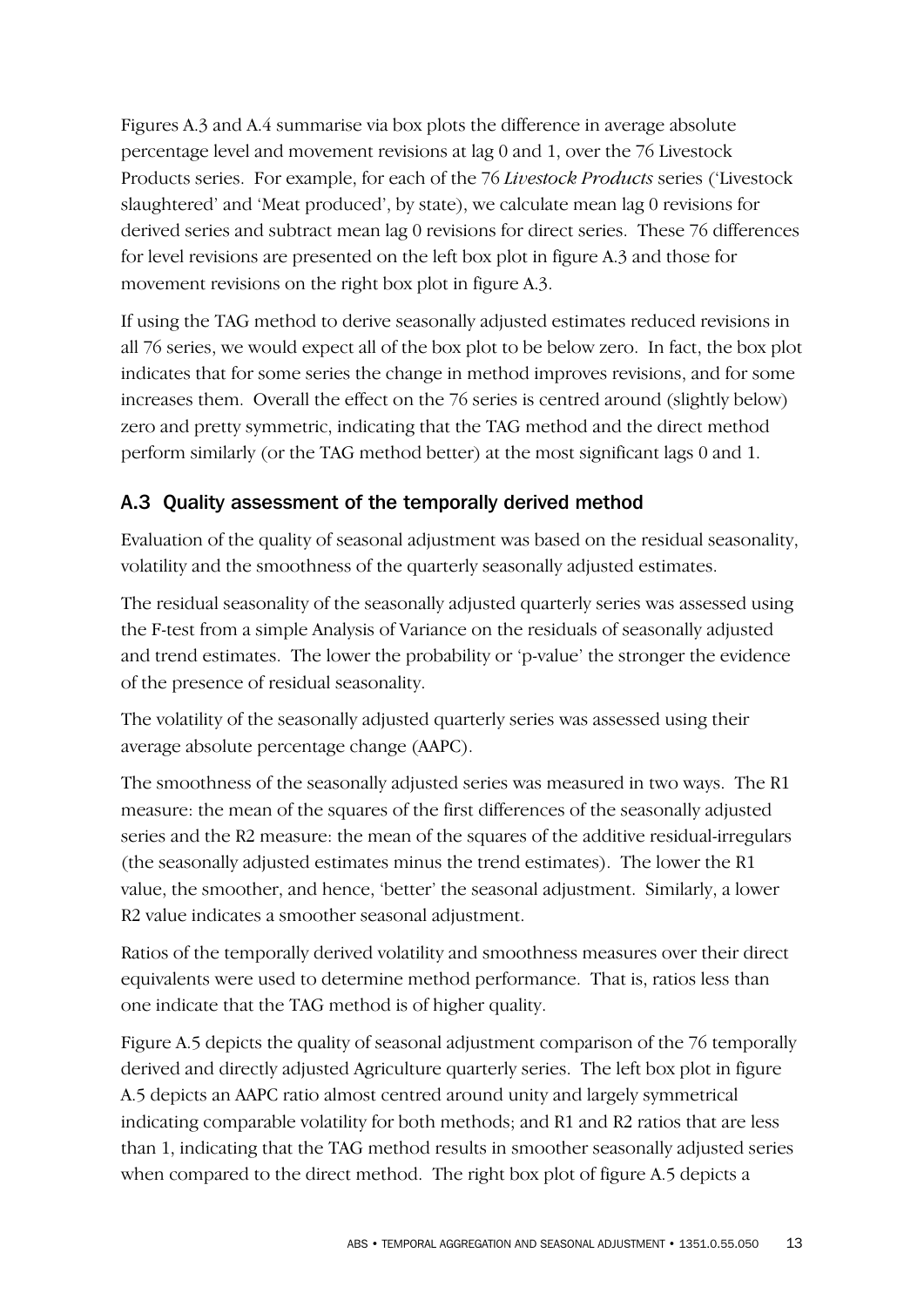Figures A.3 and A.4 summarise via box plots the difference in average absolute percentage level and movement revisions at lag 0 and 1, over the 76 Livestock Products series. For example, for each of the 76 *Livestock Products* series ('Livestock slaughtered' and 'Meat produced', by state), we calculate mean lag 0 revisions for derived series and subtract mean lag 0 revisions for direct series. These 76 differences for level revisions are presented on the left box plot in figure A.3 and those for movement revisions on the right box plot in figure A.3.

If using the TAG method to derive seasonally adjusted estimates reduced revisions in all 76 series, we would expect all of the box plot to be below zero. In fact, the box plot indicates that for some series the change in method improves revisions, and for some increases them. Overall the effect on the 76 series is centred around (slightly below) zero and pretty symmetric, indicating that the TAG method and the direct method perform similarly (or the TAG method better) at the most significant lags 0 and 1.

## A.3 Quality assessment of the temporally derived method

Evaluation of the quality of seasonal adjustment was based on the residual seasonality, volatility and the smoothness of the quarterly seasonally adjusted estimates.

The residual seasonality of the seasonally adjusted quarterly series was assessed using the F-test from a simple Analysis of Variance on the residuals of seasonally adjusted and trend estimates. The lower the probability or 'p-value' the stronger the evidence of the presence of residual seasonality.

The volatility of the seasonally adjusted quarterly series was assessed using their average absolute percentage change (AAPC).

The smoothness of the seasonally adjusted series was measured in two ways. The R1 measure: the mean of the squares of the first differences of the seasonally adjusted series and the R2 measure: the mean of the squares of the additive residual-irregulars (the seasonally adjusted estimates minus the trend estimates). The lower the R1 value, the smoother, and hence, 'better' the seasonal adjustment. Similarly, a lower R2 value indicates a smoother seasonal adjustment.

Ratios of the temporally derived volatility and smoothness measures over their direct equivalents were used to determine method performance. That is, ratios less than one indicate that the TAG method is of higher quality.

Figure A.5 depicts the quality of seasonal adjustment comparison of the 76 temporally derived and directly adjusted Agriculture quarterly series. The left box plot in figure A.5 depicts an AAPC ratio almost centred around unity and largely symmetrical indicating comparable volatility for both methods; and R1 and R2 ratios that are less than 1, indicating that the TAG method results in smoother seasonally adjusted series when compared to the direct method. The right box plot of figure A.5 depicts a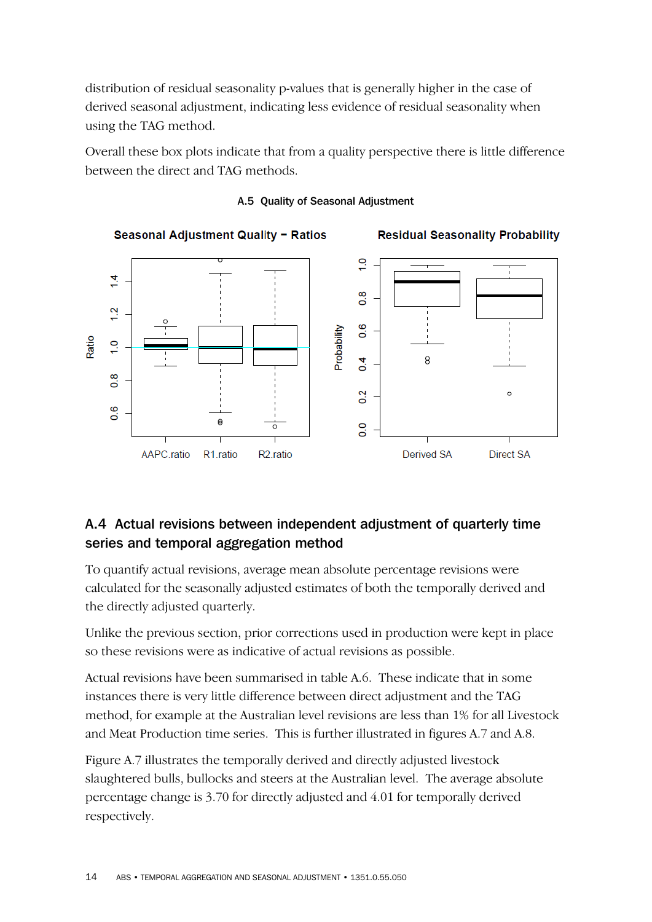distribution of residual seasonality p-values that is generally higher in the case of derived seasonal adjustment, indicating less evidence of residual seasonality when using the TAG method.

Overall these box plots indicate that from a quality perspective there is little difference between the direct and TAG methods.

**A.5 Quality of Seasonal Adjustment**

Seasonal Adjustment Quality − Ratios

Ratio

0.6
0.8
1.0
1.2
1.4

AAPC.ratio
R1.ratio
R2.ratio

Residual Seasonality Probability

Probability

0.0
0.2
0.4
0.6
0.8
1.0

Derived SA
Direct SA

## A.4 Actual revisions between independent adjustment of quarterly time series and temporal aggregation method

To quantify actual revisions, average mean absolute percentage revisions were calculated for the seasonally adjusted estimates of both the temporally derived and the directly adjusted quarterly.

Unlike the previous section, prior corrections used in production were kept in place so these revisions were as indicative of actual revisions as possible.

Actual revisions have been summarised in table A.6. These indicate that in some instances there is very little difference between direct adjustment and the TAG method, for example at the Australian level revisions are less than 1% for all Livestock and Meat Production time series. This is further illustrated in figures A.7 and A.8.

Figure A.7 illustrates the temporally derived and directly adjusted livestock slaughtered bulls, bullocks and steers at the Australian level. The average absolute percentage change is 3.70 for directly adjusted and 4.01 for temporally derived respectively.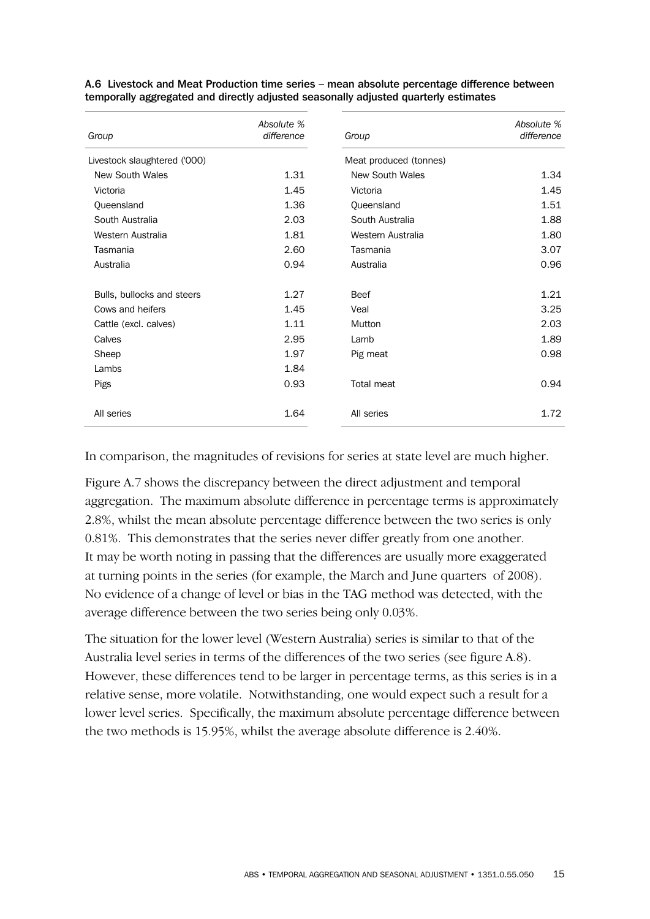**A.6 Livestock and Meat Production time series – mean absolute percentage difference between temporally aggregated and directly adjusted seasonally adjusted quarterly estimates**

| *Group* | *Absolute % difference* | *Group* | *Absolute % difference* |
|---|---|---|---|
| Livestock slaughtered ('000) | | Meat produced (tonnes) | |
| New South Wales | 1.31 | New South Wales | 1.34 |
| Victoria | 1.45 | Victoria | 1.45 |
| Queensland | 1.36 | Queensland | 1.51 |
| South Australia | 2.03 | South Australia | 1.88 |
| Western Australia | 1.81 | Western Australia | 1.80 |
| Tasmania | 2.60 | Tasmania | 3.07 |
| Australia | 0.94 | Australia | 0.96 |
| | | | |
| Bulls, bullocks and steers | 1.27 | Beef | 1.21 |
| Cows and heifers | 1.45 | Veal | 3.25 |
| Cattle (excl. calves) | 1.11 | Mutton | 2.03 |
| Calves | 2.95 | Lamb | 1.89 |
| Sheep | 1.97 | Pig meat | 0.98 |
| Lambs | 1.84 | | |
| Pigs | 0.93 | Total meat | 0.94 |
| | | | |
| All series | 1.64 | All series | 1.72 |

In comparison, the magnitudes of revisions for series at state level are much higher.

Figure A.7 shows the discrepancy between the direct adjustment and temporal aggregation. The maximum absolute difference in percentage terms is approximately 2.8%, whilst the mean absolute percentage difference between the two series is only 0.81%. This demonstrates that the series never differ greatly from one another. It may be worth noting in passing that the differences are usually more exaggerated at turning points in the series (for example, the March and June quarters of 2008). No evidence of a change of level or bias in the TAG method was detected, with the average difference between the two series being only 0.03%.

The situation for the lower level (Western Australia) series is similar to that of the Australia level series in terms of the differences of the two series (see figure A.8). However, these differences tend to be larger in percentage terms, as this series is in a relative sense, more volatile. Notwithstanding, one would expect such a result for a lower level series. Specifically, the maximum absolute percentage difference between the two methods is 15.95%, whilst the average absolute difference is 2.40%.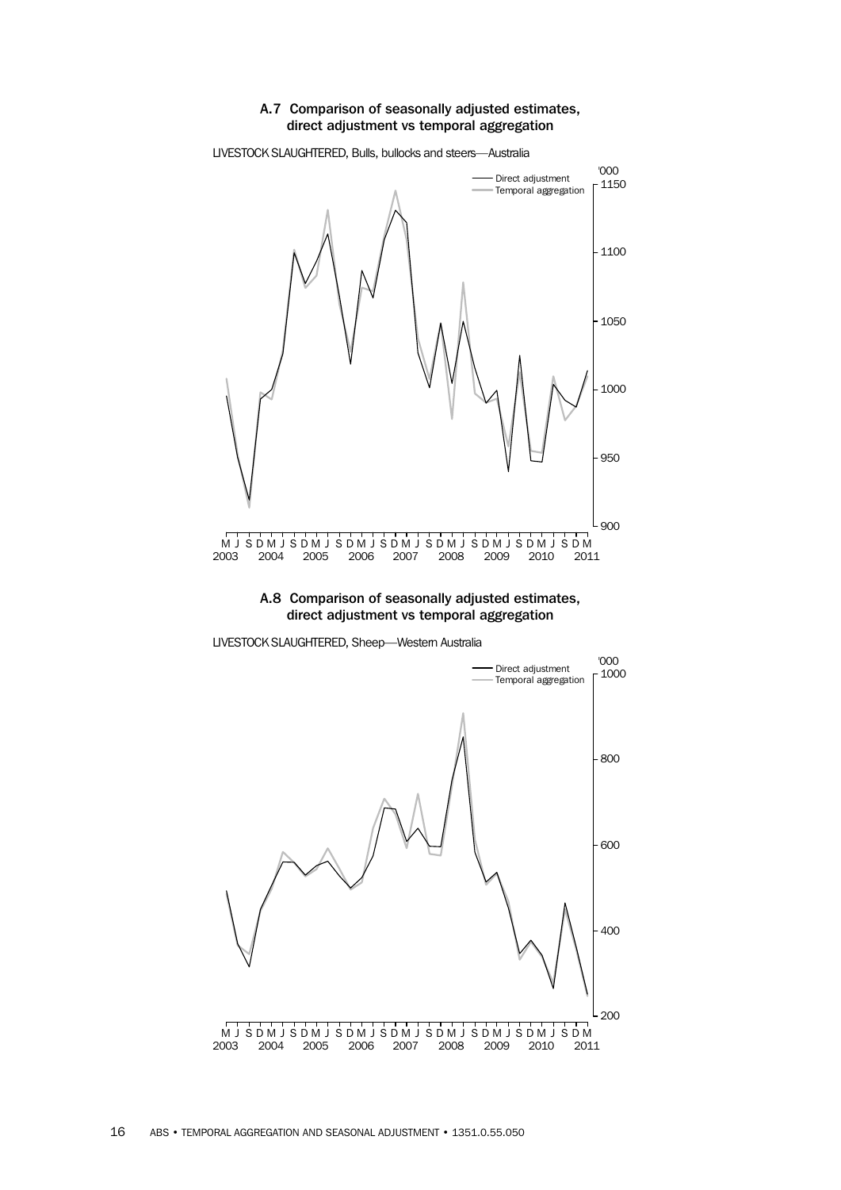### A.7 Comparison of seasonally adjusted estimates, direct adjustment vs temporal aggregation

LIVESTOCK SLAUGHTERED, Bulls, bullocks and steers—Australia

'000

Direct adjustment
Temporal aggregation

1150
1100
1050
1000
950
900

M J S D M J S D M J S D M J S D M J S D M J S D M J S D M J S D M
2003 2004 2005 2006 2007 2008 2009 2010 2011

### A.8 Comparison of seasonally adjusted estimates, direct adjustment vs temporal aggregation

LIVESTOCK SLAUGHTERED, Sheep—Western Australia

'000

Direct adjustment
Temporal aggregation

1000
800
600
400
200

M J S D M J S D M J S D M J S D M J S D M J S D M J S D M J S D M
2003 2004 2005 2006 2007 2008 2009 2010 2011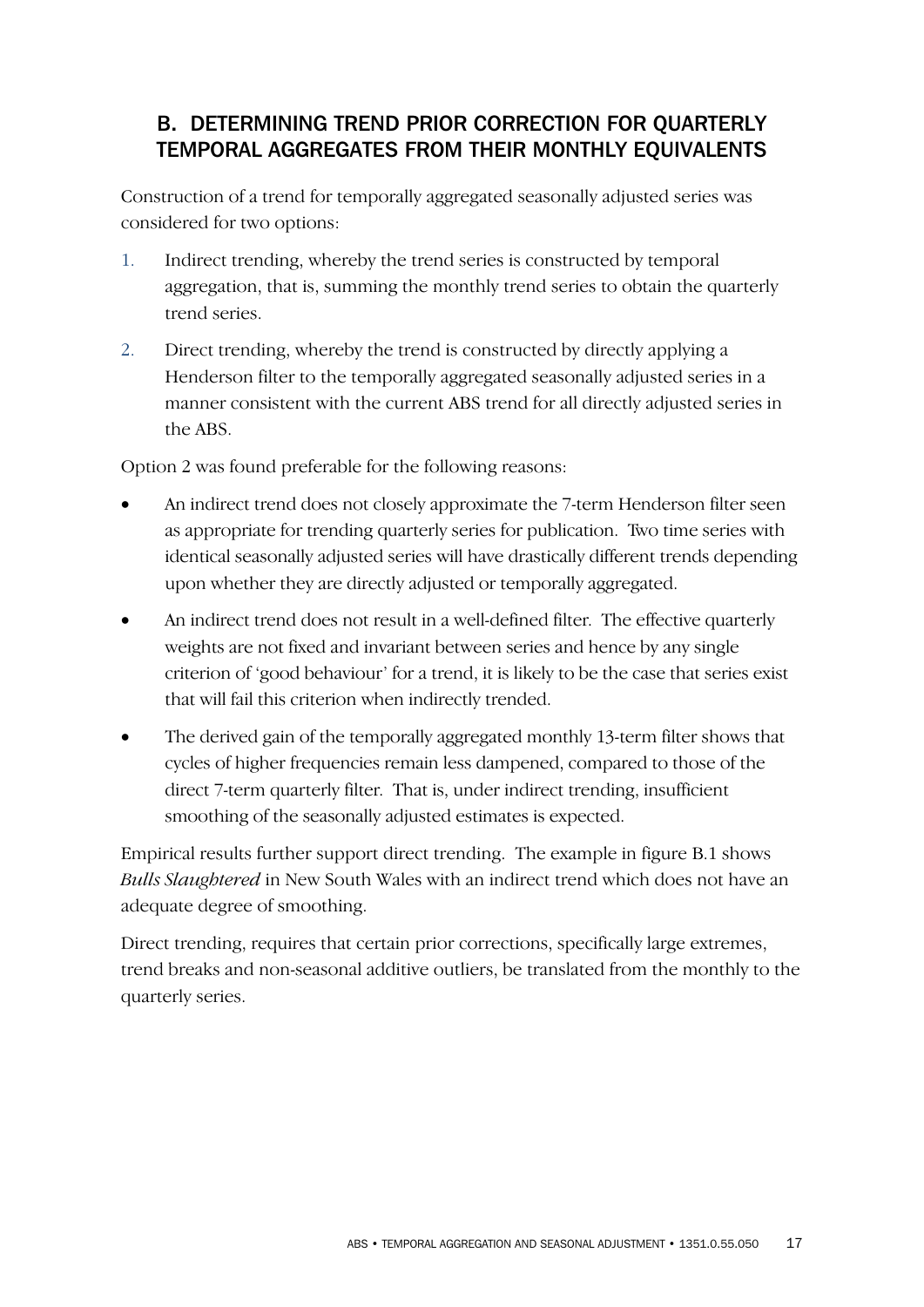## B. DETERMINING TREND PRIOR CORRECTION FOR QUARTERLY TEMPORAL AGGREGATES FROM THEIR MONTHLY EQUIVALENTS

Construction of a trend for temporally aggregated seasonally adjusted series was considered for two options:

1. Indirect trending, whereby the trend series is constructed by temporal aggregation, that is, summing the monthly trend series to obtain the quarterly trend series.
2. Direct trending, whereby the trend is constructed by directly applying a Henderson filter to the temporally aggregated seasonally adjusted series in a manner consistent with the current ABS trend for all directly adjusted series in the ABS.

Option 2 was found preferable for the following reasons:

- An indirect trend does not closely approximate the 7-term Henderson filter seen as appropriate for trending quarterly series for publication. Two time series with identical seasonally adjusted series will have drastically different trends depending upon whether they are directly adjusted or temporally aggregated.
- An indirect trend does not result in a well-defined filter. The effective quarterly weights are not fixed and invariant between series and hence by any single criterion of 'good behaviour' for a trend, it is likely to be the case that series exist that will fail this criterion when indirectly trended.
- The derived gain of the temporally aggregated monthly 13-term filter shows that cycles of higher frequencies remain less dampened, compared to those of the direct 7-term quarterly filter. That is, under indirect trending, insufficient smoothing of the seasonally adjusted estimates is expected.

Empirical results further support direct trending. The example in figure B.1 shows *Bulls Slaughtered* in New South Wales with an indirect trend which does not have an adequate degree of smoothing.

Direct trending, requires that certain prior corrections, specifically large extremes, trend breaks and non-seasonal additive outliers, be translated from the monthly to the quarterly series.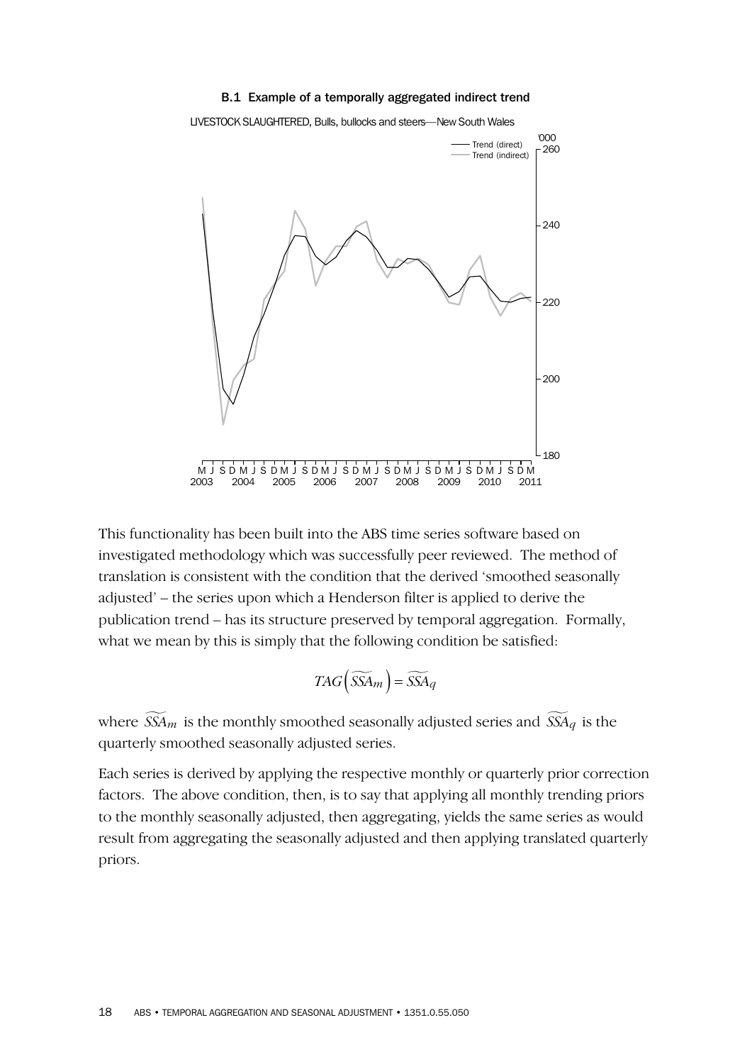B.1 Example of a temporally aggregated indirect trend

LIVESTOCK SLAUGHTERED, Bulls, bullocks and steers—New South Wales

'000

Trend (direct)
Trend (indirect)

260
240
220
200
180

M J S D M J S D M J S D M J S D M J S D M J S D M J S D M J S D M

2003 2004 2005 2006 2007 2008 2009 2010 2011

This functionality has been built into the ABS time series software based on investigated methodology which was successfully peer reviewed. The method of translation is consistent with the condition that the derived 'smoothed seasonally adjusted' – the series upon which a Henderson filter is applied to derive the publication trend – has its structure preserved by temporal aggregation. Formally, what we mean by this is simply that the following condition be satisfied:

$$TAG\left(\widetilde{SSA}_m\right) = \widetilde{SSA}_q$$

where $\widetilde{SSA}_m$ is the monthly smoothed seasonally adjusted series and $\widetilde{SSA}_q$ is the quarterly smoothed seasonally adjusted series.

Each series is derived by applying the respective monthly or quarterly prior correction factors. The above condition, then, is to say that applying all monthly trending priors to the monthly seasonally adjusted, then aggregating, yields the same series as would result from aggregating the seasonally adjusted and then applying translated quarterly priors.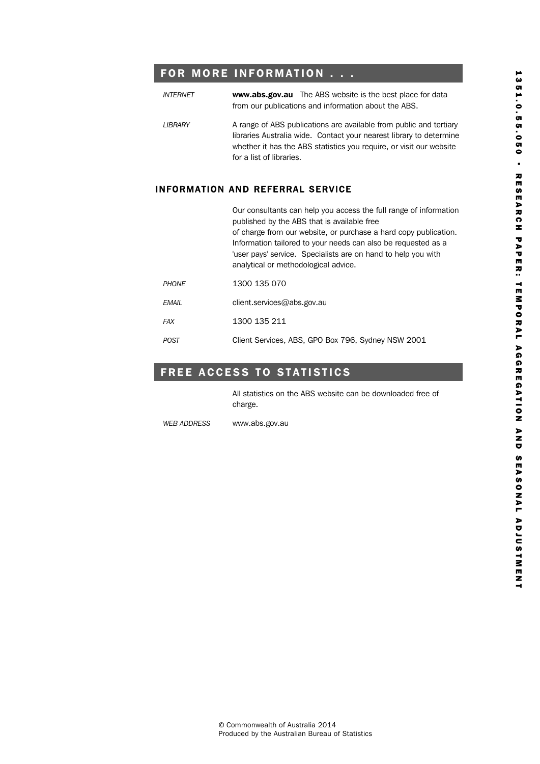## FOR MORE INFORMATION . . .

| | |
|---|---|
| *INTERNET* | **www.abs.gov.au** The ABS website is the best place for data from our publications and information about the ABS. |
| *LIBRARY* | A range of ABS publications are available from public and tertiary libraries Australia wide. Contact your nearest library to determine whether it has the ABS statistics you require, or visit our website for a list of libraries. |

### INFORMATION AND REFERRAL SERVICE

Our consultants can help you access the full range of information published by the ABS that is available free of charge from our website, or purchase a hard copy publication. Information tailored to your needs can also be requested as a 'user pays' service. Specialists are on hand to help you with analytical or methodological advice.

| | |
|---|---|
| *PHONE* | 1300 135 070 |
| *EMAIL* | client.services@abs.gov.au |
| *FAX* | 1300 135 211 |
| *POST* | Client Services, ABS, GPO Box 796, Sydney NSW 2001 |

## FREE ACCESS TO STATISTICS

All statistics on the ABS website can be downloaded free of charge.

| | |
|---|---|
| *WEB ADDRESS* | www.abs.gov.au |

© Commonwealth of Australia 2014
Produced by the Australian Bureau of Statistics